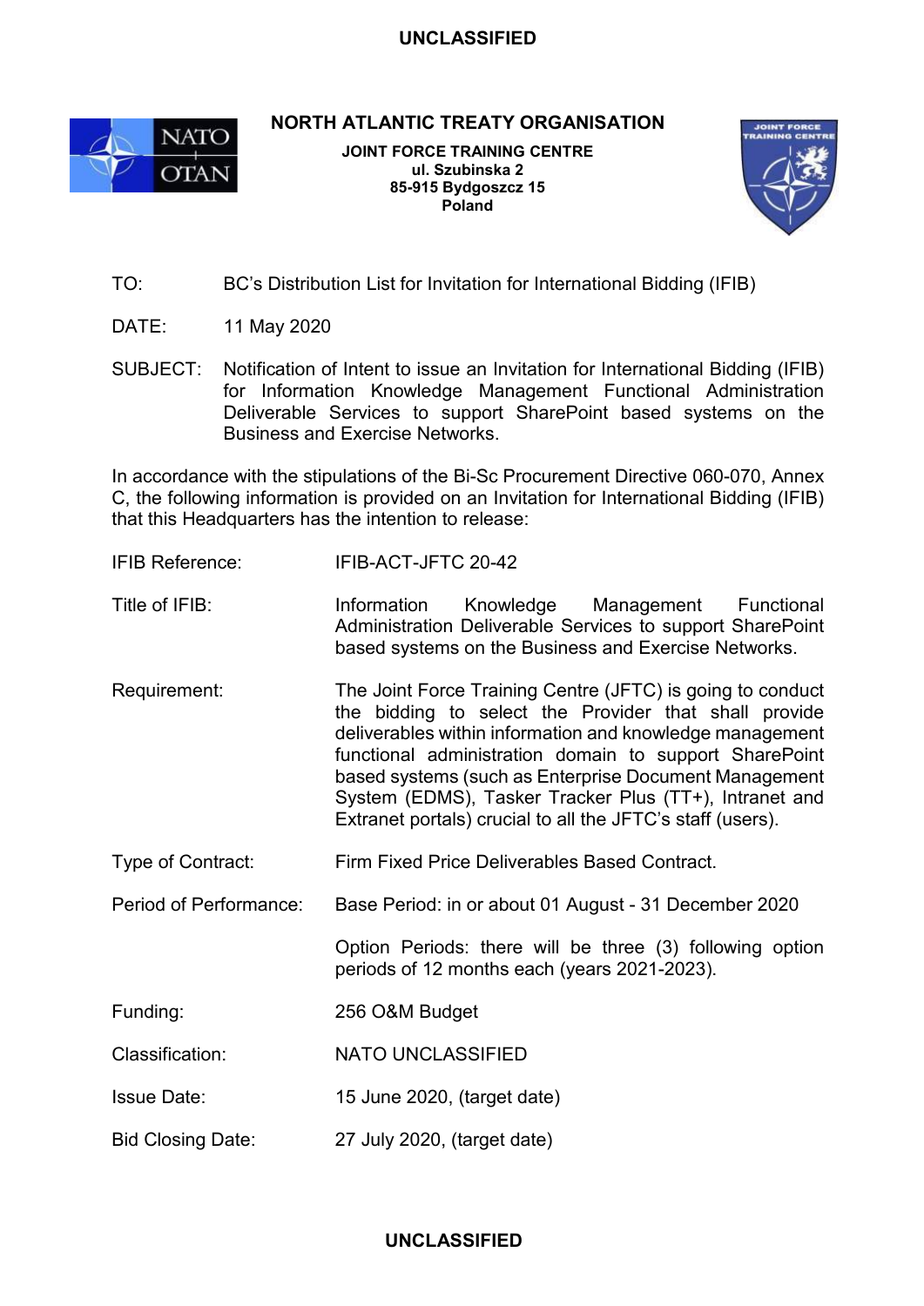**UNCLASSIFIED**

# NORTH ATLANTIC TREATY ORGANISATION

**JOINT FORCE TRAINING CENTRE**
**ul. Szubinska 2**
**85-915 Bydgoszcz 15**
**Poland**

TO: BC's Distribution List for Invitation for International Bidding (IFIB)

DATE: 11 May 2020

SUBJECT: Notification of Intent to issue an Invitation for International Bidding (IFIB) for Information Knowledge Management Functional Administration Deliverable Services to support SharePoint based systems on the Business and Exercise Networks.

In accordance with the stipulations of the Bi-Sc Procurement Directive 060-070, Annex C, the following information is provided on an Invitation for International Bidding (IFIB) that this Headquarters has the intention to release:

IFIB Reference: IFIB-ACT-JFTC 20-42

Title of IFIB: Information Knowledge Management Functional Administration Deliverable Services to support SharePoint based systems on the Business and Exercise Networks.

Requirement: The Joint Force Training Centre (JFTC) is going to conduct the bidding to select the Provider that shall provide deliverables within information and knowledge management functional administration domain to support SharePoint based systems (such as Enterprise Document Management System (EDMS), Tasker Tracker Plus (TT+), Intranet and Extranet portals) crucial to all the JFTC's staff (users).

Type of Contract: Firm Fixed Price Deliverables Based Contract.

Period of Performance: Base Period: in or about 01 August - 31 December 2020

Option Periods: there will be three (3) following option periods of 12 months each (years 2021-2023).

Funding: 256 O&M Budget

Classification: NATO UNCLASSIFIED

Issue Date: 15 June 2020, (target date)

Bid Closing Date: 27 July 2020, (target date)

**UNCLASSIFIED**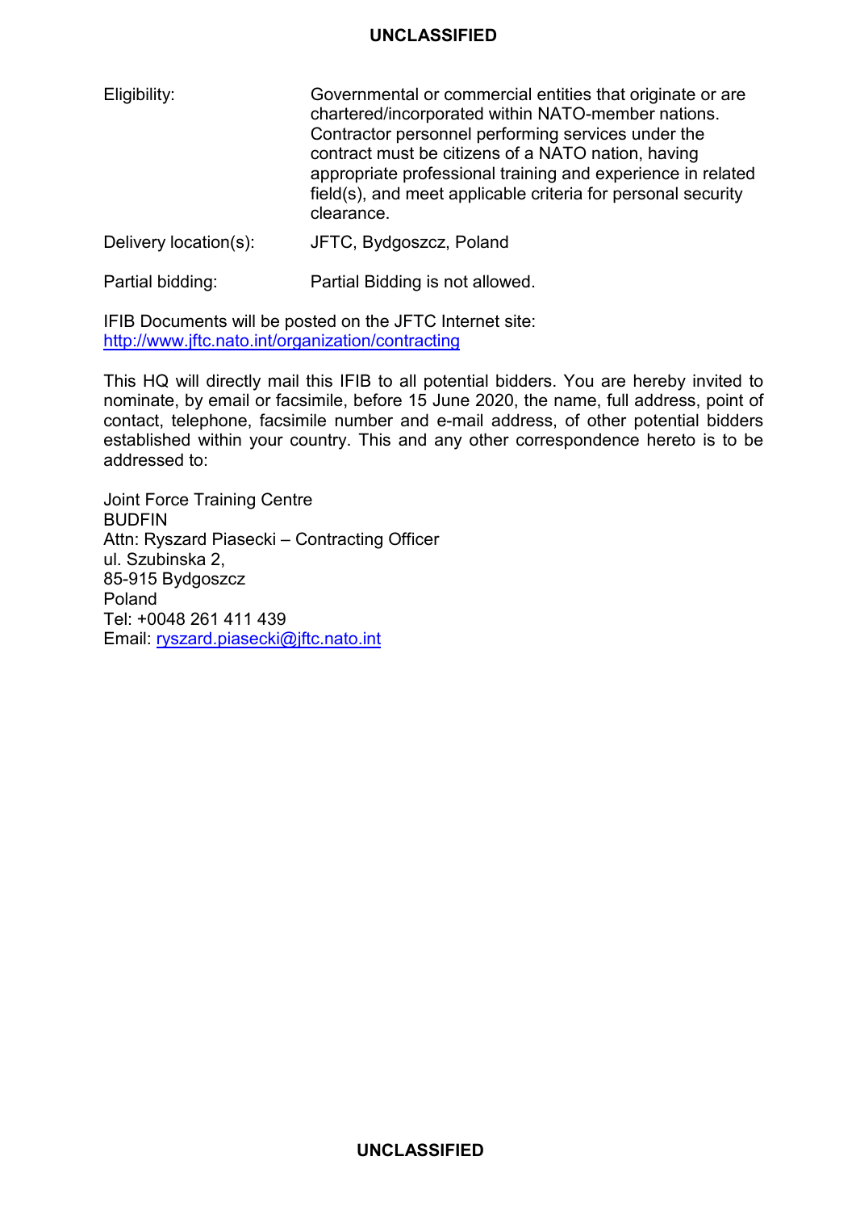| | |
|---|---|
| Eligibility: | Governmental or commercial entities that originate or are chartered/incorporated within NATO-member nations. Contractor personnel performing services under the contract must be citizens of a NATO nation, having appropriate professional training and experience in related field(s), and meet applicable criteria for personal security clearance. |
| Delivery location(s): | JFTC, Bydgoszcz, Poland |
| Partial bidding: | Partial Bidding is not allowed. |

IFIB Documents will be posted on the JFTC Internet site:
http://www.jftc.nato.int/organization/contracting

This HQ will directly mail this IFIB to all potential bidders. You are hereby invited to nominate, by email or facsimile, before 15 June 2020, the name, full address, point of contact, telephone, facsimile number and e-mail address, of other potential bidders established within your country. This and any other correspondence hereto is to be addressed to:

Joint Force Training Centre
BUDFIN
Attn: Ryszard Piasecki – Contracting Officer
ul. Szubinska 2,
85-915 Bydgoszcz
Poland
Tel: +0048 261 411 439
Email: ryszard.piasecki@jftc.nato.int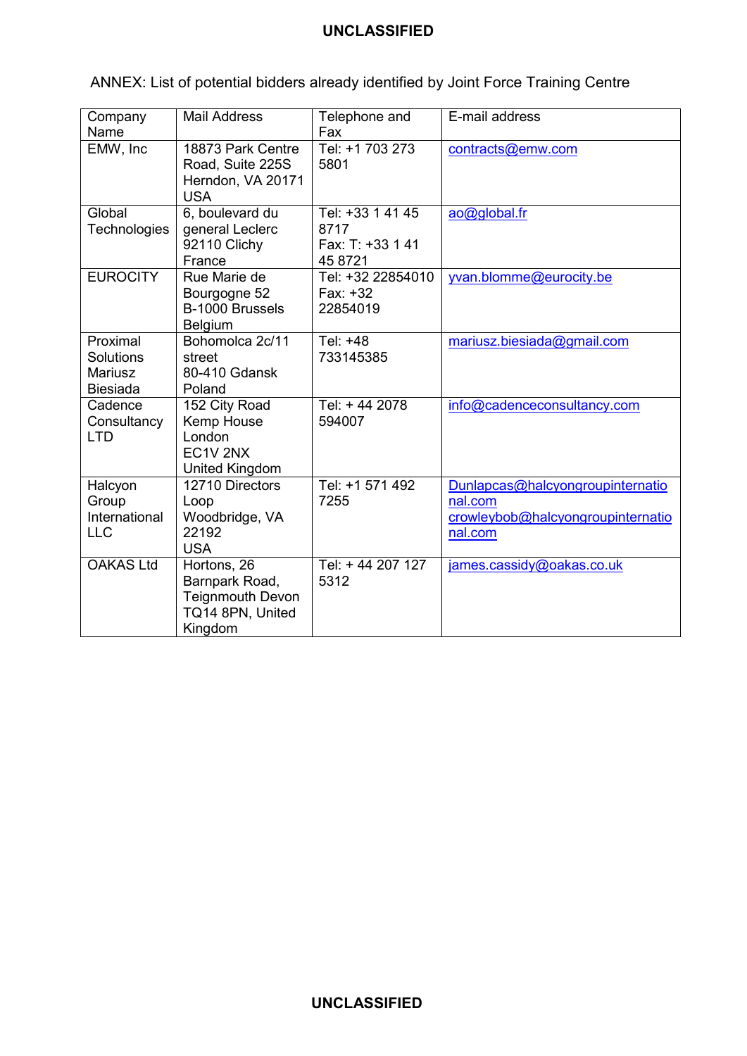ANNEX: List of potential bidders already identified by Joint Force Training Centre

| Company Name | Mail Address | Telephone and Fax | E-mail address |
| --- | --- | --- | --- |
| EMW, Inc | 18873 Park Centre Road, Suite 225S Herndon, VA 20171 USA | Tel: +1 703 273 5801 | contracts@emw.com |
| Global Technologies | 6, boulevard du general Leclerc 92110 Clichy France | Tel: +33 1 41 45 8717 Fax: T: +33 1 41 45 8721 | ao@global.fr |
| EUROCITY | Rue Marie de Bourgogne 52 B-1000 Brussels Belgium | Tel: +32 22854010 Fax: +32 22854019 | yvan.blomme@eurocity.be |
| Proximal Solutions Mariusz Biesiada | Bohomolca 2c/11 street 80-410 Gdansk Poland | Tel: +48 733145385 | mariusz.biesiada@gmail.com |
| Cadence Consultancy LTD | 152 City Road Kemp House London EC1V 2NX United Kingdom | Tel: + 44 2078 594007 | info@cadenceconsultancy.com |
| Halcyon Group International LLC | 12710 Directors Loop Woodbridge, VA 22192 USA | Tel: +1 571 492 7255 | Dunlapcas@halcyongroupinternational.com crowleybob@halcyongroupinternational.com |
| OAKAS Ltd | Hortons, 26 Barnpark Road, Teignmouth Devon TQ14 8PN, United Kingdom | Tel: + 44 207 127 5312 | james.cassidy@oakas.co.uk |